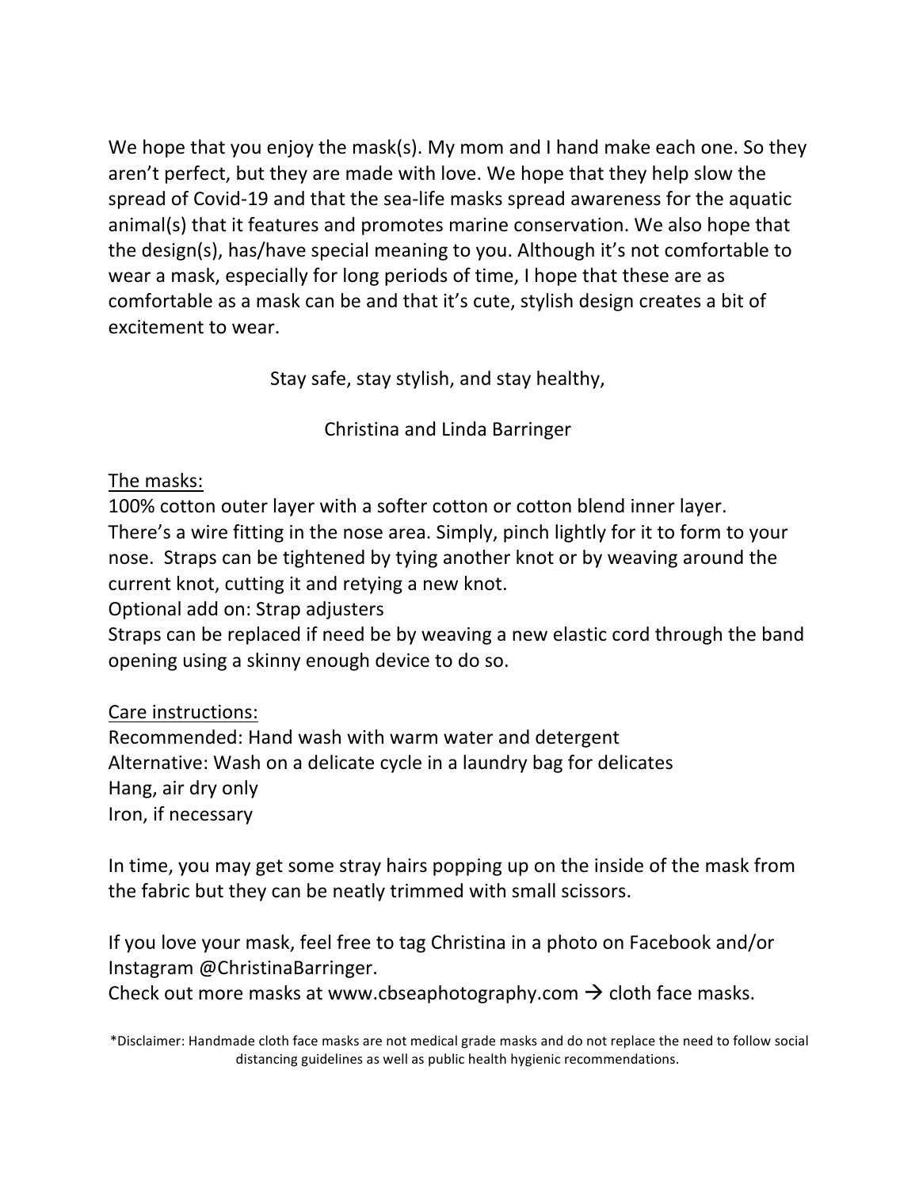We hope that you enjoy the mask(s). My mom and I hand make each one. So they aren't perfect, but they are made with love. We hope that they help slow the spread of Covid-19 and that the sea-life masks spread awareness for the aquatic animal(s) that it features and promotes marine conservation. We also hope that the design(s), has/have special meaning to you. Although it's not comfortable to wear a mask, especially for long periods of time, I hope that these are as comfortable as a mask can be and that it's cute, stylish design creates a bit of excitement to wear.

Stay safe, stay stylish, and stay healthy,

Christina and Linda Barringer

<u>The masks:</u>
100% cotton outer layer with a softer cotton or cotton blend inner layer.
There's a wire fitting in the nose area. Simply, pinch lightly for it to form to your nose. Straps can be tightened by tying another knot or by weaving around the current knot, cutting it and retying a new knot.
Optional add on: Strap adjusters
Straps can be replaced if need be by weaving a new elastic cord through the band opening using a skinny enough device to do so.

<u>Care instructions:</u>
Recommended: Hand wash with warm water and detergent
Alternative: Wash on a delicate cycle in a laundry bag for delicates
Hang, air dry only
Iron, if necessary

In time, you may get some stray hairs popping up on the inside of the mask from the fabric but they can be neatly trimmed with small scissors.

If you love your mask, feel free to tag Christina in a photo on Facebook and/or Instagram @ChristinaBarringer.
Check out more masks at www.cbseaphotography.com → cloth face masks.

*Disclaimer: Handmade cloth face masks are not medical grade masks and do not replace the need to follow social distancing guidelines as well as public health hygienic recommendations.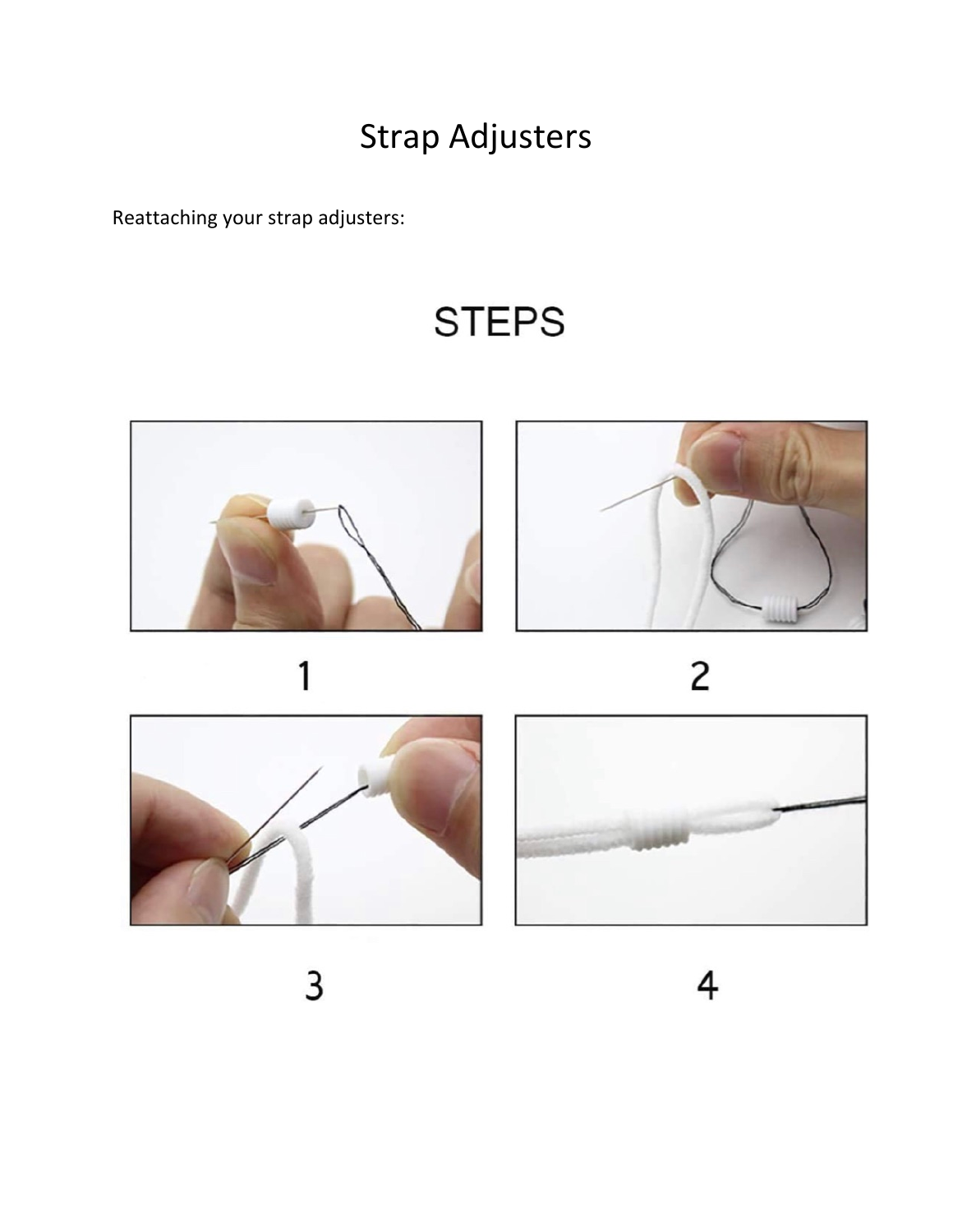# Strap Adjusters

Reattaching your strap adjusters:

STEPS

1

2

3

4